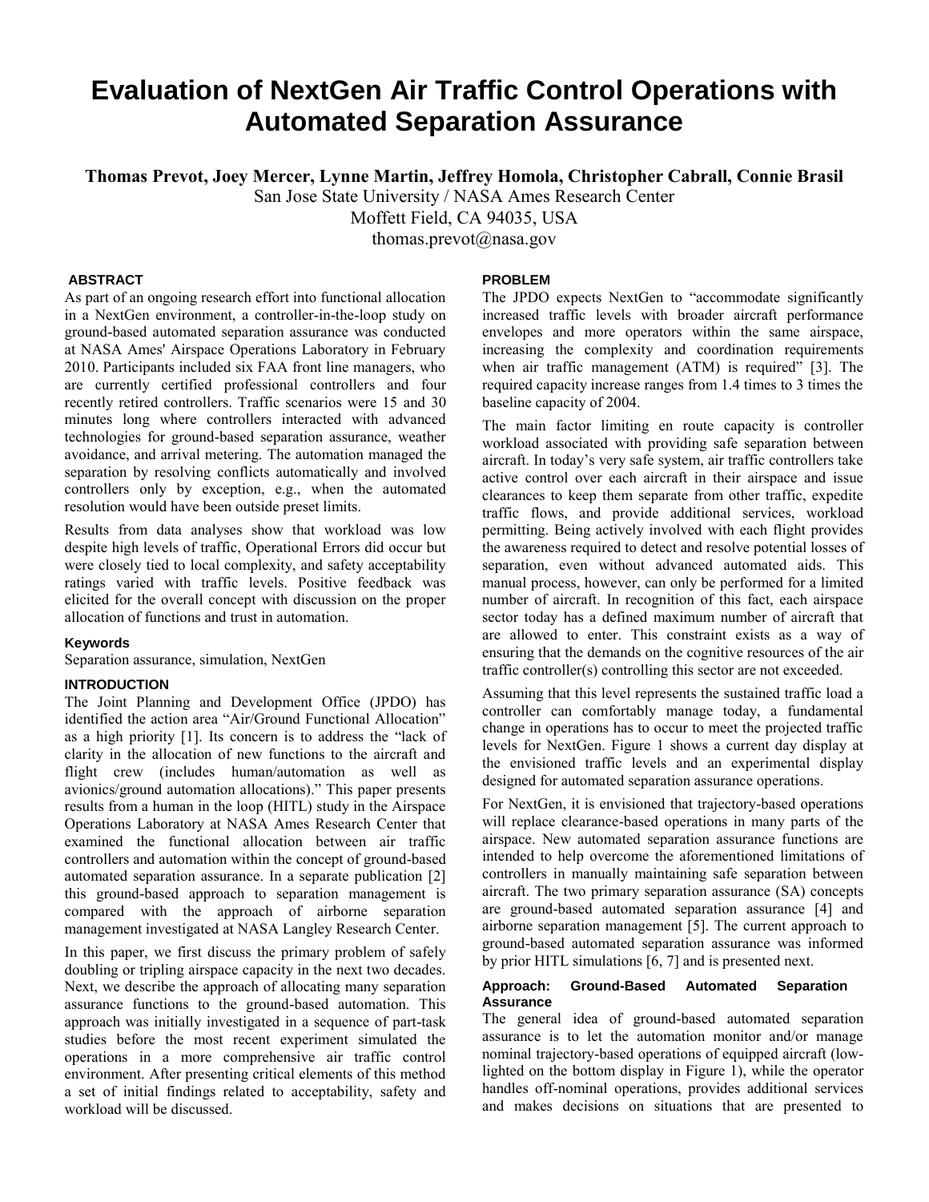# Evaluation of NextGen Air Traffic Control Operations with Automated Separation Assurance

**Thomas Prevot, Joey Mercer, Lynne Martin, Jeffrey Homola, Christopher Cabrall, Connie Brasil**

San Jose State University / NASA Ames Research Center
Moffett Field, CA 94035, USA
thomas.prevot@nasa.gov

## ABSTRACT

As part of an ongoing research effort into functional allocation in a NextGen environment, a controller-in-the-loop study on ground-based automated separation assurance was conducted at NASA Ames' Airspace Operations Laboratory in February 2010. Participants included six FAA front line managers, who are currently certified professional controllers and four recently retired controllers. Traffic scenarios were 15 and 30 minutes long where controllers interacted with advanced technologies for ground-based separation assurance, weather avoidance, and arrival metering. The automation managed the separation by resolving conflicts automatically and involved controllers only by exception, e.g., when the automated resolution would have been outside preset limits.

Results from data analyses show that workload was low despite high levels of traffic, Operational Errors did occur but were closely tied to local complexity, and safety acceptability ratings varied with traffic levels. Positive feedback was elicited for the overall concept with discussion on the proper allocation of functions and trust in automation.

### Keywords

Separation assurance, simulation, NextGen

## INTRODUCTION

The Joint Planning and Development Office (JPDO) has identified the action area "Air/Ground Functional Allocation" as a high priority [1]. Its concern is to address the "lack of clarity in the allocation of new functions to the aircraft and flight crew (includes human/automation as well as avionics/ground automation allocations)." This paper presents results from a human in the loop (HITL) study in the Airspace Operations Laboratory at NASA Ames Research Center that examined the functional allocation between air traffic controllers and automation within the concept of ground-based automated separation assurance. In a separate publication [2] this ground-based approach to separation management is compared with the approach of airborne separation management investigated at NASA Langley Research Center.

In this paper, we first discuss the primary problem of safely doubling or tripling airspace capacity in the next two decades. Next, we describe the approach of allocating many separation assurance functions to the ground-based automation. This approach was initially investigated in a sequence of part-task studies before the most recent experiment simulated the operations in a more comprehensive air traffic control environment. After presenting critical elements of this method a set of initial findings related to acceptability, safety and workload will be discussed.

## PROBLEM

The JPDO expects NextGen to "accommodate significantly increased traffic levels with broader aircraft performance envelopes and more operators within the same airspace, increasing the complexity and coordination requirements when air traffic management (ATM) is required" [3]. The required capacity increase ranges from 1.4 times to 3 times the baseline capacity of 2004.

The main factor limiting en route capacity is controller workload associated with providing safe separation between aircraft. In today's very safe system, air traffic controllers take active control over each aircraft in their airspace and issue clearances to keep them separate from other traffic, expedite traffic flows, and provide additional services, workload permitting. Being actively involved with each flight provides the awareness required to detect and resolve potential losses of separation, even without advanced automated aids. This manual process, however, can only be performed for a limited number of aircraft. In recognition of this fact, each airspace sector today has a defined maximum number of aircraft that are allowed to enter. This constraint exists as a way of ensuring that the demands on the cognitive resources of the air traffic controller(s) controlling this sector are not exceeded.

Assuming that this level represents the sustained traffic load a controller can comfortably manage today, a fundamental change in operations has to occur to meet the projected traffic levels for NextGen. Figure 1 shows a current day display at the envisioned traffic levels and an experimental display designed for automated separation assurance operations.

For NextGen, it is envisioned that trajectory-based operations will replace clearance-based operations in many parts of the airspace. New automated separation assurance functions are intended to help overcome the aforementioned limitations of controllers in manually maintaining safe separation between aircraft. The two primary separation assurance (SA) concepts are ground-based automated separation assurance [4] and airborne separation management [5]. The current approach to ground-based automated separation assurance was informed by prior HITL simulations [6, 7] and is presented next.

### Approach: Ground-Based Automated Separation Assurance

The general idea of ground-based automated separation assurance is to let the automation monitor and/or manage nominal trajectory-based operations of equipped aircraft (low-lighted on the bottom display in Figure 1), while the operator handles off-nominal operations, provides additional services and makes decisions on situations that are presented to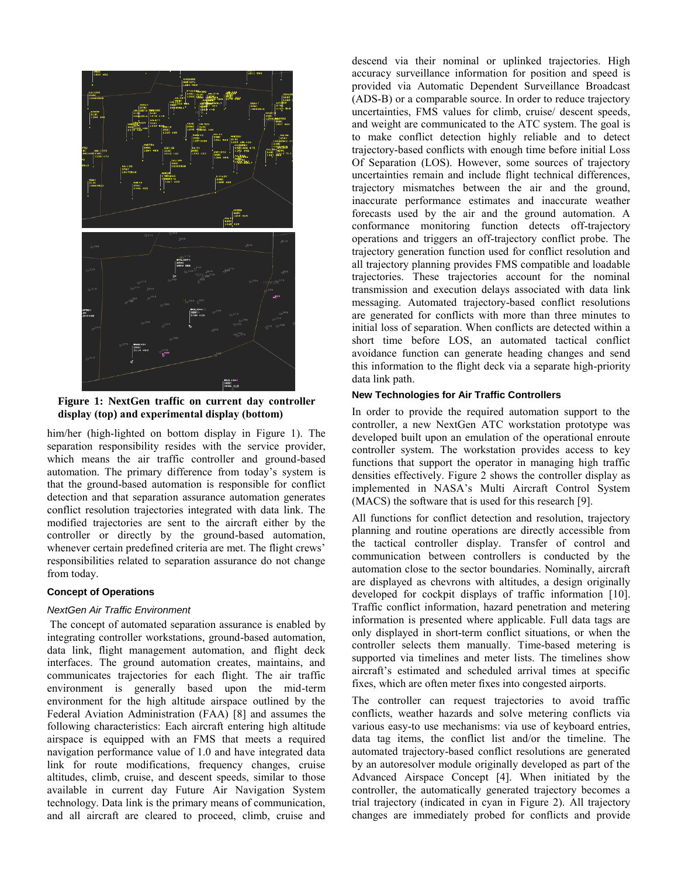**Figure 1: NextGen traffic on current day controller display (top) and experimental display (bottom)**

him/her (high-lighted on bottom display in Figure 1). The separation responsibility resides with the service provider, which means the air traffic controller and ground-based automation. The primary difference from today's system is that the ground-based automation is responsible for conflict detection and that separation assurance automation generates conflict resolution trajectories integrated with data link. The modified trajectories are sent to the aircraft either by the controller or directly by the ground-based automation, whenever certain predefined criteria are met. The flight crews' responsibilities related to separation assurance do not change from today.

### Concept of Operations

#### *NextGen Air Traffic Environment*

The concept of automated separation assurance is enabled by integrating controller workstations, ground-based automation, data link, flight management automation, and flight deck interfaces. The ground automation creates, maintains, and communicates trajectories for each flight. The air traffic environment is generally based upon the mid-term environment for the high altitude airspace outlined by the Federal Aviation Administration (FAA) [8] and assumes the following characteristics: Each aircraft entering high altitude airspace is equipped with an FMS that meets a required navigation performance value of 1.0 and have integrated data link for route modifications, frequency changes, cruise altitudes, climb, cruise, and descent speeds, similar to those available in current day Future Air Navigation System technology. Data link is the primary means of communication, and all aircraft are cleared to proceed, climb, cruise and descend via their nominal or uplinked trajectories. High accuracy surveillance information for position and speed is provided via Automatic Dependent Surveillance Broadcast (ADS-B) or a comparable source. In order to reduce trajectory uncertainties, FMS values for climb, cruise/ descent speeds, and weight are communicated to the ATC system. The goal is to make conflict detection highly reliable and to detect trajectory-based conflicts with enough time before initial Loss Of Separation (LOS). However, some sources of trajectory uncertainties remain and include flight technical differences, trajectory mismatches between the air and the ground, inaccurate performance estimates and inaccurate weather forecasts used by the air and the ground automation. A conformance monitoring function detects off-trajectory operations and triggers an off-trajectory conflict probe. The trajectory generation function used for conflict resolution and all trajectory planning provides FMS compatible and loadable trajectories. These trajectories account for the nominal transmission and execution delays associated with data link messaging. Automated trajectory-based conflict resolutions are generated for conflicts with more than three minutes to initial loss of separation. When conflicts are detected within a short time before LOS, an automated tactical conflict avoidance function can generate heading changes and send this information to the flight deck via a separate high-priority data link path.

### New Technologies for Air Traffic Controllers

In order to provide the required automation support to the controller, a new NextGen ATC workstation prototype was developed built upon an emulation of the operational enroute controller system. The workstation provides access to key functions that support the operator in managing high traffic densities effectively. Figure 2 shows the controller display as implemented in NASA's Multi Aircraft Control System (MACS) the software that is used for this research [9].

All functions for conflict detection and resolution, trajectory planning and routine operations are directly accessible from the tactical controller display. Transfer of control and communication between controllers is conducted by the automation close to the sector boundaries. Nominally, aircraft are displayed as chevrons with altitudes, a design originally developed for cockpit displays of traffic information [10]. Traffic conflict information, hazard penetration and metering information is presented where applicable. Full data tags are only displayed in short-term conflict situations, or when the controller selects them manually. Time-based metering is supported via timelines and meter lists. The timelines show aircraft's estimated and scheduled arrival times at specific fixes, which are often meter fixes into congested airports.

The controller can request trajectories to avoid traffic conflicts, weather hazards and solve metering conflicts via various easy-to use mechanisms: via use of keyboard entries, data tag items, the conflict list and/or the timeline. The automated trajectory-based conflict resolutions are generated by an autoresolver module originally developed as part of the Advanced Airspace Concept [4]. When initiated by the controller, the automatically generated trajectory becomes a trial trajectory (indicated in cyan in Figure 2). All trajectory changes are immediately probed for conflicts and provide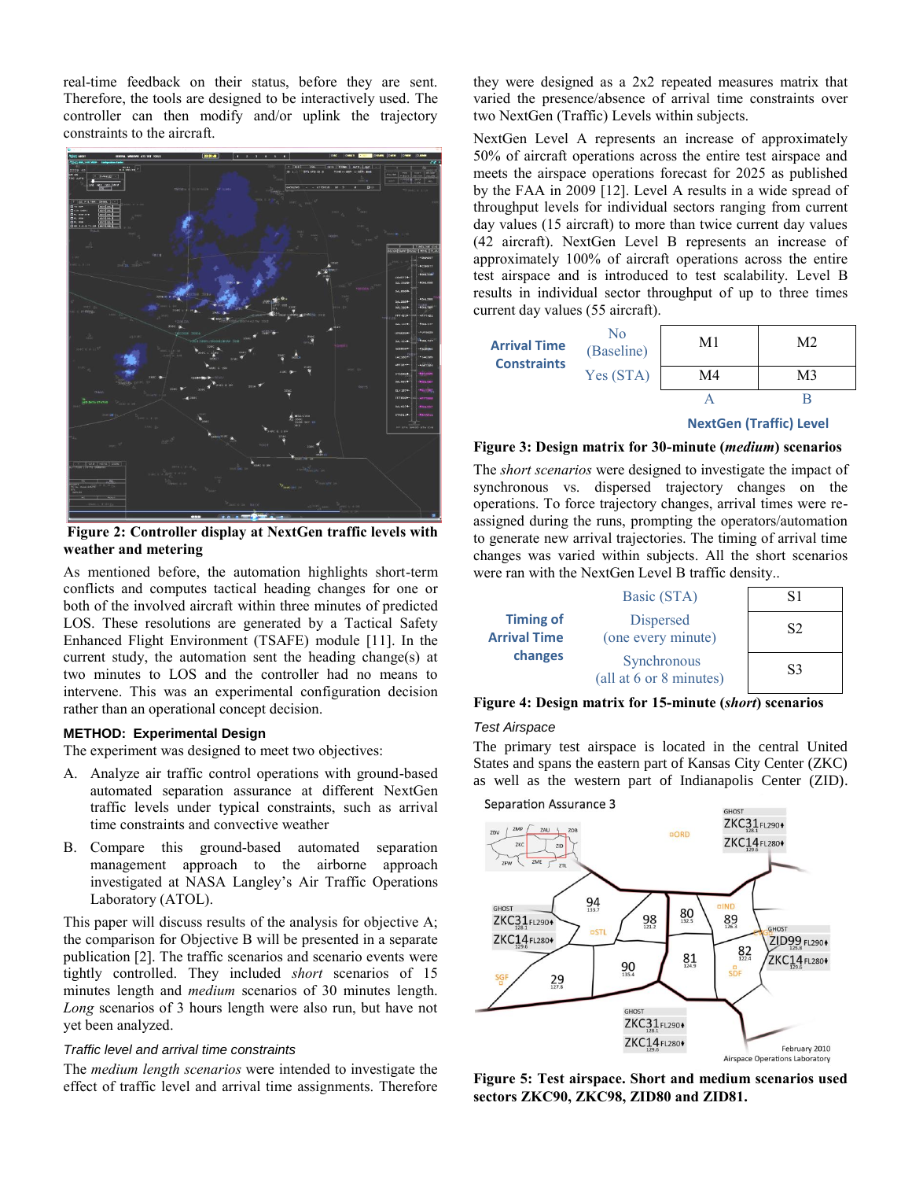real-time feedback on their status, before they are sent. Therefore, the tools are designed to be interactively used. The controller can then modify and/or uplink the trajectory constraints to the aircraft.

**Figure 2: Controller display at NextGen traffic levels with weather and metering**

As mentioned before, the automation highlights short-term conflicts and computes tactical heading changes for one or both of the involved aircraft within three minutes of predicted LOS. These resolutions are generated by a Tactical Safety Enhanced Flight Environment (TSAFE) module [11]. In the current study, the automation sent the heading change(s) at two minutes to LOS and the controller had no means to intervene. This was an experimental configuration decision rather than an operational concept decision.

### METHOD: Experimental Design

The experiment was designed to meet two objectives:

A. Analyze air traffic control operations with ground-based automated separation assurance at different NextGen traffic levels under typical constraints, such as arrival time constraints and convective weather

B. Compare this ground-based automated separation management approach to the airborne approach investigated at NASA Langley's Air Traffic Operations Laboratory (ATOL).

This paper will discuss results of the analysis for objective A; the comparison for Objective B will be presented in a separate publication [2]. The traffic scenarios and scenario events were tightly controlled. They included *short* scenarios of 15 minutes length and *medium* scenarios of 30 minutes length. *Long* scenarios of 3 hours length were also run, but have not yet been analyzed.

#### *Traffic level and arrival time constraints*

The *medium length scenarios* were intended to investigate the effect of traffic level and arrival time assignments. Therefore they were designed as a 2x2 repeated measures matrix that varied the presence/absence of arrival time constraints over two NextGen (Traffic) Levels within subjects.

NextGen Level A represents an increase of approximately 50% of aircraft operations across the entire test airspace and meets the airspace operations forecast for 2025 as published by the FAA in 2009 [12]. Level A results in a wide spread of throughput levels for individual sectors ranging from current day values (15 aircraft) to more than twice current day values (42 aircraft). NextGen Level B represents an increase of approximately 100% of aircraft operations across the entire test airspace and is introduced to test scalability. Level B results in individual sector throughput of up to three times current day values (55 aircraft).

| Arrival Time Constraints | | A | B |
|---|---|---|---|
| | No (Baseline) | M1 | M2 |
| | Yes (STA) | M4 | M3 |
| | | NextGen (Traffic) Level | |

**Figure 3: Design matrix for 30-minute (*medium*) scenarios**

The *short scenarios* were designed to investigate the impact of synchronous vs. dispersed trajectory changes on the operations. To force trajectory changes, arrival times were re-assigned during the runs, prompting the operators/automation to generate new arrival trajectories. The timing of arrival time changes was varied within subjects. All the short scenarios were ran with the NextGen Level B traffic density..

| Timing of Arrival Time changes | | |
|---|---|---|
| | Basic (STA) | S1 |
| | Dispersed (one every minute) | S2 |
| | Synchronous (all at 6 or 8 minutes) | S3 |

**Figure 4: Design matrix for 15-minute (*short*) scenarios**

#### *Test Airspace*

The primary test airspace is located in the central United States and spans the eastern part of Kansas City Center (ZKC) as well as the western part of Indianapolis Center (ZID).

**Figure 5: Test airspace. Short and medium scenarios used sectors ZKC90, ZKC98, ZID80 and ZID81.**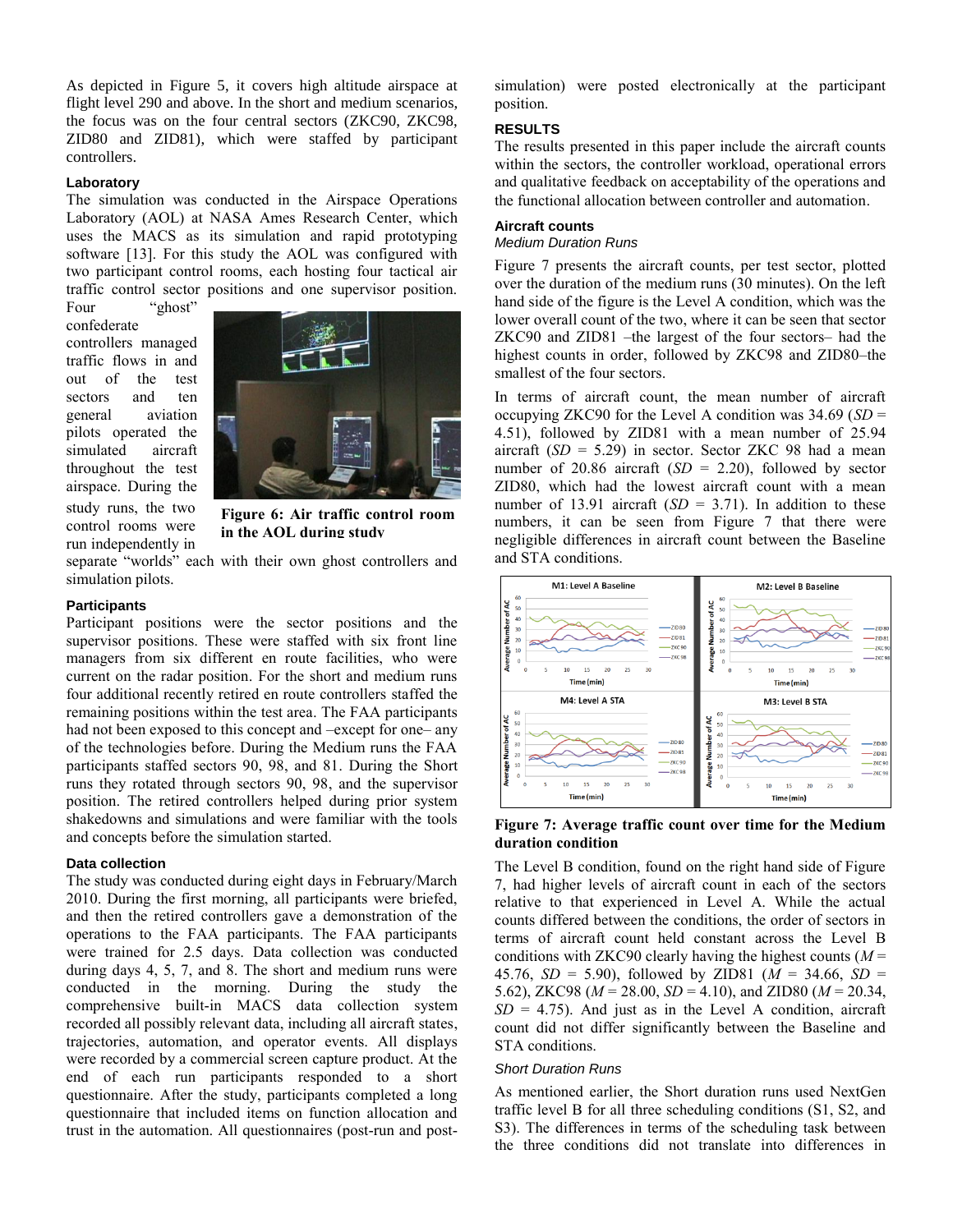As depicted in Figure 5, it covers high altitude airspace at flight level 290 and above. In the short and medium scenarios, the focus was on the four central sectors (ZKC90, ZKC98, ZID80 and ZID81), which were staffed by participant controllers.

#### Laboratory

The simulation was conducted in the Airspace Operations Laboratory (AOL) at NASA Ames Research Center, which uses the MACS as its simulation and rapid prototyping software [13]. For this study the AOL was configured with two participant control rooms, each hosting four tactical air traffic control sector positions and one supervisor position. Four "ghost" confederate controllers managed traffic flows in and out of the test sectors and ten general aviation pilots operated the simulated aircraft throughout the test airspace. During the study runs, the two control rooms were run independently in separate "worlds" each with their own ghost controllers and simulation pilots.

**Figure 6: Air traffic control room in the AOL during study**

#### Participants

Participant positions were the sector positions and the supervisor positions. These were staffed with six front line managers from six different en route facilities, who were current on the radar position. For the short and medium runs four additional recently retired en route controllers staffed the remaining positions within the test area. The FAA participants had not been exposed to this concept and –except for one– any of the technologies before. During the Medium runs the FAA participants staffed sectors 90, 98, and 81. During the Short runs they rotated through sectors 90, 98, and the supervisor position. The retired controllers helped during prior system shakedowns and simulations and were familiar with the tools and concepts before the simulation started.

#### Data collection

The study was conducted during eight days in February/March 2010. During the first morning, all participants were briefed, and then the retired controllers gave a demonstration of the operations to the FAA participants. The FAA participants were trained for 2.5 days. Data collection was conducted during days 4, 5, 7, and 8. The short and medium runs were conducted in the morning. During the study the comprehensive built-in MACS data collection system recorded all possibly relevant data, including all aircraft states, trajectories, automation, and operator events. All displays were recorded by a commercial screen capture product. At the end of each run participants responded to a short questionnaire. After the study, participants completed a long questionnaire that included items on function allocation and trust in the automation. All questionnaires (post-run and post-simulation) were posted electronically at the participant position.

### RESULTS

The results presented in this paper include the aircraft counts within the sectors, the controller workload, operational errors and qualitative feedback on acceptability of the operations and the functional allocation between controller and automation.

#### Aircraft counts

*Medium Duration Runs*

Figure 7 presents the aircraft counts, per test sector, plotted over the duration of the medium runs (30 minutes). On the left hand side of the figure is the Level A condition, which was the lower overall count of the two, where it can be seen that sector ZKC90 and ZID81 –the largest of the four sectors– had the highest counts in order, followed by ZKC98 and ZID80–the smallest of the four sectors.

In terms of aircraft count, the mean number of aircraft occupying ZKC90 for the Level A condition was 34.69 ($SD$ = 4.51), followed by ZID81 with a mean number of 25.94 aircraft ($SD$ = 5.29) in sector. Sector ZKC 98 had a mean number of 20.86 aircraft ($SD$ = 2.20), followed by sector ZID80, which had the lowest aircraft count with a mean number of 13.91 aircraft ($SD$ = 3.71). In addition to these numbers, it can be seen from Figure 7 that there were negligible differences in aircraft count between the Baseline and STA conditions.

**Figure 7: Average traffic count over time for the Medium duration condition**

The Level B condition, found on the right hand side of Figure 7, had higher levels of aircraft count in each of the sectors relative to that experienced in Level A. While the actual counts differed between the conditions, the order of sectors in terms of aircraft count held constant across the Level B conditions with ZKC90 clearly having the highest counts ($M$ = 45.76, $SD$ = 5.90), followed by ZID81 ($M$ = 34.66, $SD$ = 5.62), ZKC98 ($M$ = 28.00, $SD$ = 4.10), and ZID80 ($M$ = 20.34, $SD$ = 4.75). And just as in the Level A condition, aircraft count did not differ significantly between the Baseline and STA conditions.

*Short Duration Runs*

As mentioned earlier, the Short duration runs used NextGen traffic level B for all three scheduling conditions (S1, S2, and S3). The differences in terms of the scheduling task between the three conditions did not translate into differences in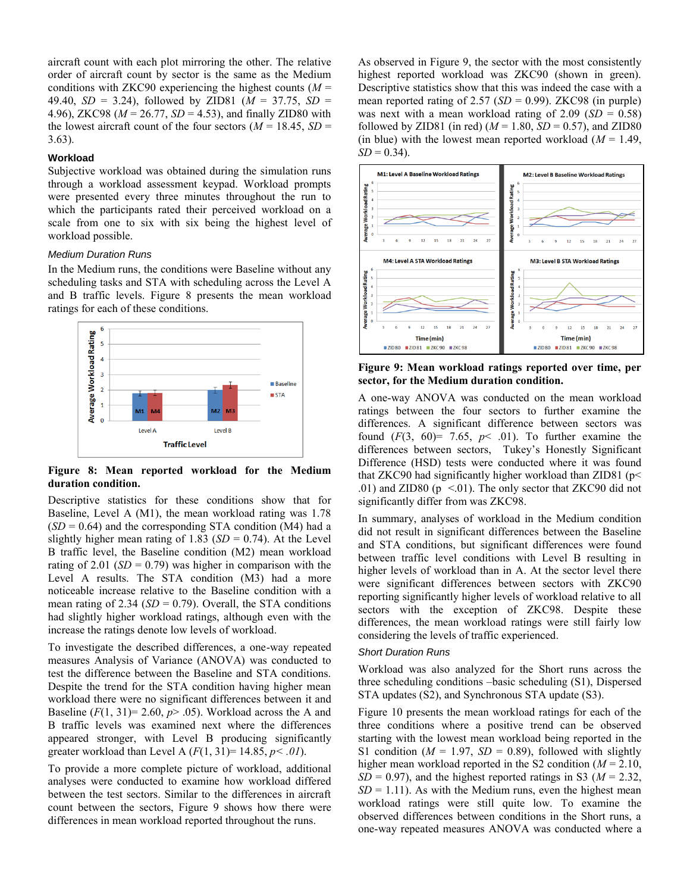aircraft count with each plot mirroring the other. The relative order of aircraft count by sector is the same as the Medium conditions with ZKC90 experiencing the highest counts (*M* = 49.40, *SD* = 3.24), followed by ZID81 (*M* = 37.75, *SD* = 4.96), ZKC98 (*M* = 26.77, *SD* = 4.53), and finally ZID80 with the lowest aircraft count of the four sectors (*M* = 18.45, *SD* = 3.63).

### Workload

Subjective workload was obtained during the simulation runs through a workload assessment keypad. Workload prompts were presented every three minutes throughout the run to which the participants rated their perceived workload on a scale from one to six with six being the highest level of workload possible.

#### *Medium Duration Runs*

In the Medium runs, the conditions were Baseline without any scheduling tasks and STA with scheduling across the Level A and B traffic levels. Figure 8 presents the mean workload ratings for each of these conditions.

**Figure 8: Mean reported workload for the Medium duration condition.**

Descriptive statistics for these conditions show that for Baseline, Level A (M1), the mean workload rating was 1.78 (*SD* = 0.64) and the corresponding STA condition (M4) had a slightly higher mean rating of 1.83 (*SD* = 0.74). At the Level B traffic level, the Baseline condition (M2) mean workload rating of 2.01 (*SD* = 0.79) was higher in comparison with the Level A results. The STA condition (M3) had a more noticeable increase relative to the Baseline condition with a mean rating of 2.34 (*SD* = 0.79). Overall, the STA conditions had slightly higher workload ratings, although even with the increase the ratings denote low levels of workload.

To investigate the described differences, a one-way repeated measures Analysis of Variance (ANOVA) was conducted to test the difference between the Baseline and STA conditions. Despite the trend for the STA condition having higher mean workload there were no significant differences between it and Baseline ($F(1, 31) = 2.60$, $p > .05$). Workload across the A and B traffic levels was examined next where the differences appeared stronger, with Level B producing significantly greater workload than Level A ($F(1, 31) = 14.85$, $p < .01$).

To provide a more complete picture of workload, additional analyses were conducted to examine how workload differed between the test sectors. Similar to the differences in aircraft count between the sectors, Figure 9 shows how there were differences in mean workload reported throughout the runs.

As observed in Figure 9, the sector with the most consistently highest reported workload was ZKC90 (shown in green). Descriptive statistics show that this was indeed the case with a mean reported rating of 2.57 (*SD* = 0.99). ZKC98 (in purple) was next with a mean workload rating of 2.09 (*SD* = 0.58) followed by ZID81 (in red) (*M* = 1.80, *SD* = 0.57), and ZID80 (in blue) with the lowest mean reported workload (*M* = 1.49, *SD* = 0.34).

**Figure 9: Mean workload ratings reported over time, per sector, for the Medium duration condition.**

A one-way ANOVA was conducted on the mean workload ratings between the four sectors to further examine the differences. A significant difference between sectors was found ($F(3, 60) = 7.65$, $p < .01$). To further examine the differences between sectors, Tukey's Honestly Significant Difference (HSD) tests were conducted where it was found that ZKC90 had significantly higher workload than ZID81 ($p < .01$) and ZID80 ($p < .01$). The only sector that ZKC90 did not significantly differ from was ZKC98.

In summary, analyses of workload in the Medium condition did not result in significant differences between the Baseline and STA conditions, but significant differences were found between traffic level conditions with Level B resulting in higher levels of workload than in A. At the sector level there were significant differences between sectors with ZKC90 reporting significantly higher levels of workload relative to all sectors with the exception of ZKC98. Despite these differences, the mean workload ratings were still fairly low considering the levels of traffic experienced.

#### *Short Duration Runs*

Workload was also analyzed for the Short runs across the three scheduling conditions –basic scheduling (S1), Dispersed STA updates (S2), and Synchronous STA update (S3).

Figure 10 presents the mean workload ratings for each of the three conditions where a positive trend can be observed starting with the lowest mean workload being reported in the S1 condition (*M* = 1.97, *SD* = 0.89), followed with slightly higher mean workload reported in the S2 condition (*M* = 2.10, *SD* = 0.97), and the highest reported ratings in S3 (*M* = 2.32, *SD* = 1.11). As with the Medium runs, even the highest mean workload ratings were still quite low. To examine the observed differences between conditions in the Short runs, a one-way repeated measures ANOVA was conducted where a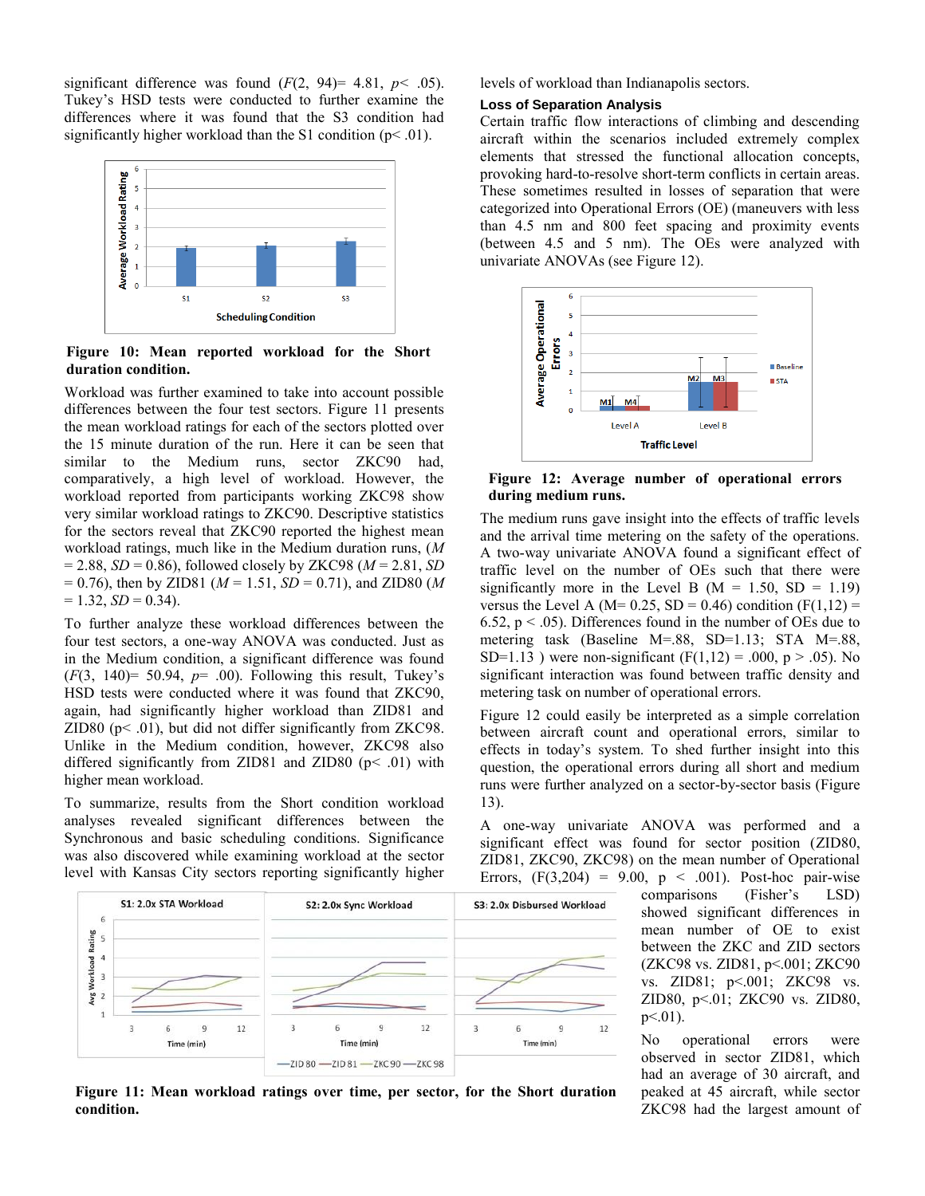significant difference was found ($F(2, 94) = 4.81$, $p < .05$). Tukey's HSD tests were conducted to further examine the differences where it was found that the S3 condition had significantly higher workload than the S1 condition ($p < .01$).

**Figure 10: Mean reported workload for the Short duration condition.**

Workload was further examined to take into account possible differences between the four test sectors. Figure 11 presents the mean workload ratings for each of the sectors plotted over the 15 minute duration of the run. Here it can be seen that similar to the Medium runs, sector ZKC90 had, comparatively, a high level of workload. However, the workload reported from participants working ZKC98 show very similar workload ratings to ZKC90. Descriptive statistics for the sectors reveal that ZKC90 reported the highest mean workload ratings, much like in the Medium duration runs, ($M = 2.88$, $SD = 0.86$), followed closely by ZKC98 ($M = 2.81$, $SD = 0.76$), then by ZID81 ($M = 1.51$, $SD = 0.71$), and ZID80 ($M = 1.32$, $SD = 0.34$).

To further analyze these workload differences between the four test sectors, a one-way ANOVA was conducted. Just as in the Medium condition, a significant difference was found ($F(3, 140) = 50.94$, $p = .00$). Following this result, Tukey's HSD tests were conducted where it was found that ZKC90, again, had significantly higher workload than ZID81 and ZID80 ($p < .01$), but did not differ significantly from ZKC98. Unlike in the Medium condition, however, ZKC98 also differed significantly from ZID81 and ZID80 ($p < .01$) with higher mean workload.

To summarize, results from the Short condition workload analyses revealed significant differences between the Synchronous and basic scheduling conditions. Significance was also discovered while examining workload at the sector level with Kansas City sectors reporting significantly higher levels of workload than Indianapolis sectors.

**Figure 11: Mean workload ratings over time, per sector, for the Short duration condition.**

### Loss of Separation Analysis

Certain traffic flow interactions of climbing and descending aircraft within the scenarios included extremely complex elements that stressed the functional allocation concepts, provoking hard-to-resolve short-term conflicts in certain areas. These sometimes resulted in losses of separation that were categorized into Operational Errors (OE) (maneuvers with less than 4.5 nm and 800 feet spacing and proximity events (between 4.5 and 5 nm). The OEs were analyzed with univariate ANOVAs (see Figure 12).

**Figure 12: Average number of operational errors during medium runs.**

The medium runs gave insight into the effects of traffic levels and the arrival time metering on the safety of the operations. A two-way univariate ANOVA found a significant effect of traffic level on the number of OEs such that there were significantly more in the Level B ($M = 1.50$, $SD = 1.19$) versus the Level A ($M = 0.25$, $SD = 0.46$) condition ($F(1,12) = 6.52$, $p < .05$). Differences found in the number of OEs due to metering task (Baseline $M=.88$, $SD=1.13$; STA $M=.88$, $SD=1.13$ ) were non-significant ($F(1,12) = .000$, $p > .05$). No significant interaction was found between traffic density and metering task on number of operational errors.

Figure 12 could easily be interpreted as a simple correlation between aircraft count and operational errors, similar to effects in today's system. To shed further insight into this question, the operational errors during all short and medium runs were further analyzed on a sector-by-sector basis (Figure 13).

A one-way univariate ANOVA was performed and a significant effect was found for sector position (ZID80, ZID81, ZKC90, ZKC98) on the mean number of Operational Errors, ($F(3,204) = 9.00$, $p < .001$). Post-hoc pair-wise comparisons (Fisher's LSD) showed significant differences in mean number of OE to exist between the ZKC and ZID sectors (ZKC98 vs. ZID81, $p<.001$; ZKC90 vs. ZID81; $p<.001$; ZKC98 vs. ZID80, $p<.01$; ZKC90 vs. ZID80, $p<.01$).

No operational errors were observed in sector ZID81, which had an average of 30 aircraft, and peaked at 45 aircraft, while sector ZKC98 had the largest amount of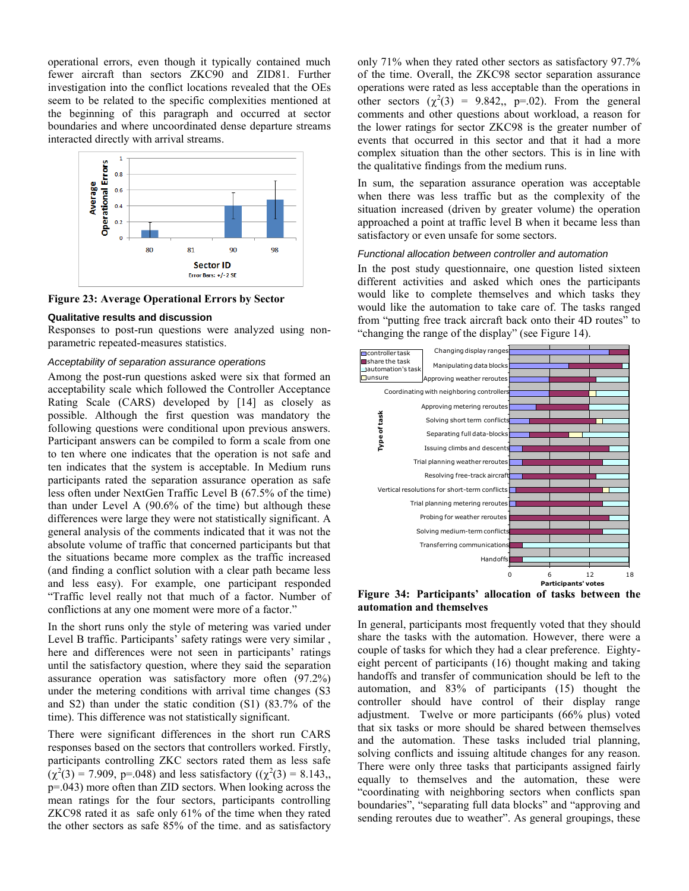operational errors, even though it typically contained much fewer aircraft than sectors ZKC90 and ZID81. Further investigation into the conflict locations revealed that the OEs seem to be related to the specific complexities mentioned at the beginning of this paragraph and occurred at sector boundaries and where uncoordinated dense departure streams interacted directly with arrival streams.

**Figure 23: Average Operational Errors by Sector**

### Qualitative results and discussion

Responses to post-run questions were analyzed using non-parametric repeated-measures statistics.

#### *Acceptability of separation assurance operations*

Among the post-run questions asked were six that formed an acceptability scale which followed the Controller Acceptance Rating Scale (CARS) developed by [14] as closely as possible. Although the first question was mandatory the following questions were conditional upon previous answers. Participant answers can be compiled to form a scale from one to ten where one indicates that the operation is not safe and ten indicates that the system is acceptable. In Medium runs participants rated the separation assurance operation as safe less often under NextGen Traffic Level B (67.5% of the time) than under Level A (90.6% of the time) but although these differences were large they were not statistically significant. A general analysis of the comments indicated that it was not the absolute volume of traffic that concerned participants but that the situations became more complex as the traffic increased (and finding a conflict solution with a clear path became less and less easy). For example, one participant responded "Traffic level really not that much of a factor. Number of conflictions at any one moment were more of a factor."

In the short runs only the style of metering was varied under Level B traffic. Participants' safety ratings were very similar , here and differences were not seen in participants' ratings until the satisfactory question, where they said the separation assurance operation was satisfactory more often (97.2%) under the metering conditions with arrival time changes (S3 and S2) than under the static condition (S1) (83.7% of the time). This difference was not statistically significant.

There were significant differences in the short run CARS responses based on the sectors that controllers worked. Firstly, participants controlling ZKC sectors rated them as less safe ($\chi^2(3) = 7.909$, p=.048) and less satisfactory (($\chi^2(3) = 8.143$,, p=.043) more often than ZID sectors. When looking across the mean ratings for the four sectors, participants controlling ZKC98 rated it as safe only 61% of the time when they rated the other sectors as safe 85% of the time. and as satisfactory only 71% when they rated other sectors as satisfactory 97.7% of the time. Overall, the ZKC98 sector separation assurance operations were rated as less acceptable than the operations in other sectors ($\chi^2(3) = 9.842$,, p=.02). From the general comments and other questions about workload, a reason for the lower ratings for sector ZKC98 is the greater number of events that occurred in this sector and that it had a more complex situation than the other sectors. This is in line with the qualitative findings from the medium runs.

In sum, the separation assurance operation was acceptable when there was less traffic but as the complexity of the situation increased (driven by greater volume) the operation approached a point at traffic level B when it became less than satisfactory or even unsafe for some sectors.

#### *Functional allocation between controller and automation*

In the post study questionnaire, one question listed sixteen different activities and asked which ones the participants would like to complete themselves and which tasks they would like the automation to take care of. The tasks ranged from "putting free track aircraft back onto their 4D routes" to "changing the range of the display" (see Figure 14).

**Figure 34: Participants' allocation of tasks between the automation and themselves**

In general, participants most frequently voted that they should share the tasks with the automation. However, there were a couple of tasks for which they had a clear preference. Eighty-eight percent of participants (16) thought making and taking handoffs and transfer of communication should be left to the automation, and 83% of participants (15) thought the controller should have control of their display range adjustment. Twelve or more participants (66% plus) voted that six tasks or more should be shared between themselves and the automation. These tasks included trial planning, solving conflicts and issuing altitude changes for any reason. There were only three tasks that participants assigned fairly equally to themselves and the automation, these were "coordinating with neighboring sectors when conflicts span boundaries", "separating full data blocks" and "approving and sending reroutes due to weather". As general groupings, these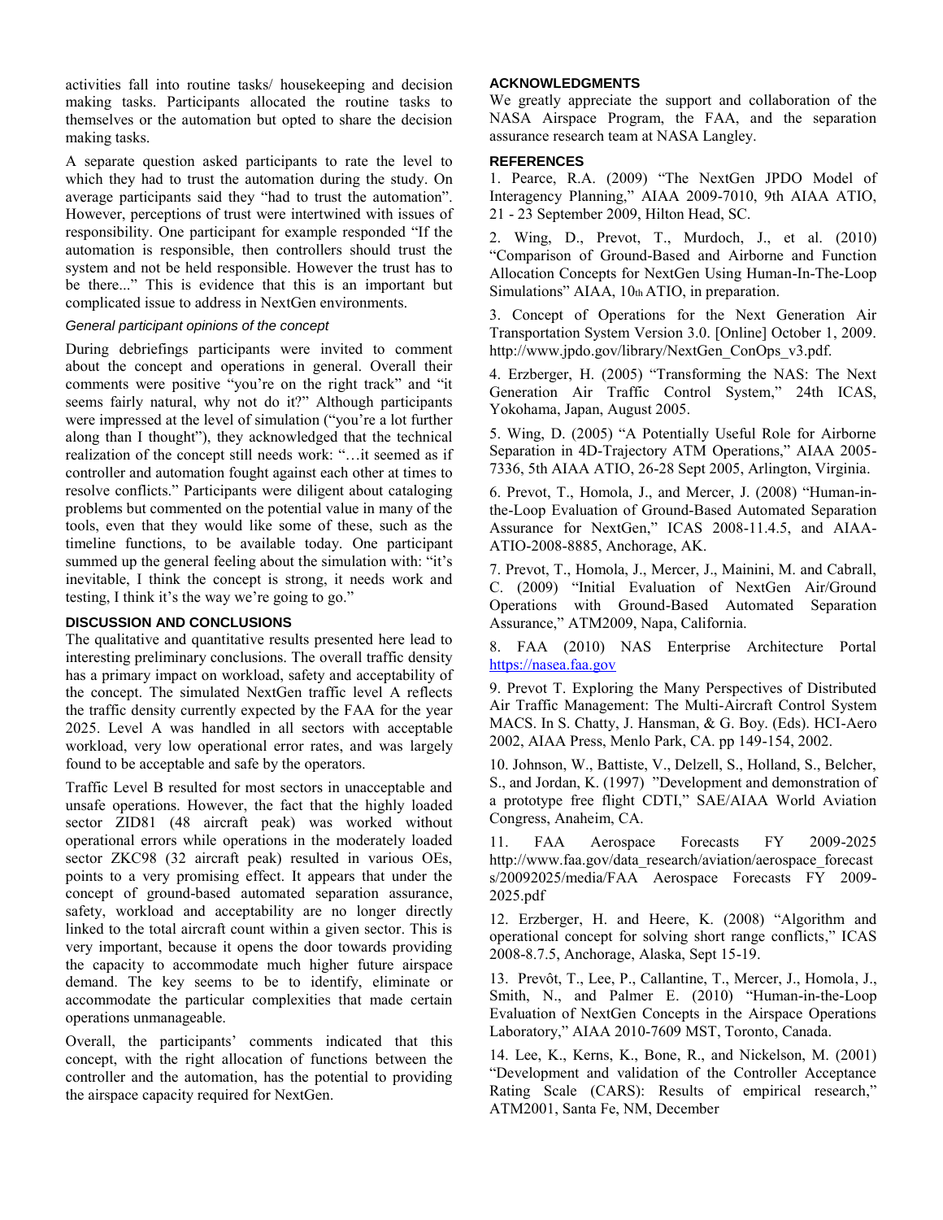activities fall into routine tasks/ housekeeping and decision making tasks. Participants allocated the routine tasks to themselves or the automation but opted to share the decision making tasks.

A separate question asked participants to rate the level to which they had to trust the automation during the study. On average participants said they "had to trust the automation". However, perceptions of trust were intertwined with issues of responsibility. One participant for example responded "If the automation is responsible, then controllers should trust the system and not be held responsible. However the trust has to be there..." This is evidence that this is an important but complicated issue to address in NextGen environments.

### *General participant opinions of the concept*

During debriefings participants were invited to comment about the concept and operations in general. Overall their comments were positive "you're on the right track" and "it seems fairly natural, why not do it?" Although participants were impressed at the level of simulation ("you're a lot further along than I thought"), they acknowledged that the technical realization of the concept still needs work: "…it seemed as if controller and automation fought against each other at times to resolve conflicts." Participants were diligent about cataloging problems but commented on the potential value in many of the tools, even that they would like some of these, such as the timeline functions, to be available today. One participant summed up the general feeling about the simulation with: "it's inevitable, I think the concept is strong, it needs work and testing, I think it's the way we're going to go."

## DISCUSSION AND CONCLUSIONS

The qualitative and quantitative results presented here lead to interesting preliminary conclusions. The overall traffic density has a primary impact on workload, safety and acceptability of the concept. The simulated NextGen traffic level A reflects the traffic density currently expected by the FAA for the year 2025. Level A was handled in all sectors with acceptable workload, very low operational error rates, and was largely found to be acceptable and safe by the operators.

Traffic Level B resulted for most sectors in unacceptable and unsafe operations. However, the fact that the highly loaded sector ZID81 (48 aircraft peak) was worked without operational errors while operations in the moderately loaded sector ZKC98 (32 aircraft peak) resulted in various OEs, points to a very promising effect. It appears that under the concept of ground-based automated separation assurance, safety, workload and acceptability are no longer directly linked to the total aircraft count within a given sector. This is very important, because it opens the door towards providing the capacity to accommodate much higher future airspace demand. The key seems to be to identify, eliminate or accommodate the particular complexities that made certain operations unmanageable.

Overall, the participants' comments indicated that this concept, with the right allocation of functions between the controller and the automation, has the potential to providing the airspace capacity required for NextGen.

## ACKNOWLEDGMENTS

We greatly appreciate the support and collaboration of the NASA Airspace Program, the FAA, and the separation assurance research team at NASA Langley.

## REFERENCES

1. Pearce, R.A. (2009) "The NextGen JPDO Model of Interagency Planning," AIAA 2009-7010, 9th AIAA ATIO, 21 - 23 September 2009, Hilton Head, SC.

2. Wing, D., Prevot, T., Murdoch, J., et al. (2010) "Comparison of Ground-Based and Airborne and Function Allocation Concepts for NextGen Using Human-In-The-Loop Simulations" AIAA, 10th ATIO, in preparation.

3. Concept of Operations for the Next Generation Air Transportation System Version 3.0. [Online] October 1, 2009. http://www.jpdo.gov/library/NextGen_ConOps_v3.pdf.

4. Erzberger, H. (2005) "Transforming the NAS: The Next Generation Air Traffic Control System," 24th ICAS, Yokohama, Japan, August 2005.

5. Wing, D. (2005) "A Potentially Useful Role for Airborne Separation in 4D-Trajectory ATM Operations," AIAA 2005-7336, 5th AIAA ATIO, 26-28 Sept 2005, Arlington, Virginia.

6. Prevot, T., Homola, J., and Mercer, J. (2008) "Human-in-the-Loop Evaluation of Ground-Based Automated Separation Assurance for NextGen," ICAS 2008-11.4.5, and AIAA-ATIO-2008-8885, Anchorage, AK.

7. Prevot, T., Homola, J., Mercer, J., Mainini, M. and Cabrall, C. (2009) "Initial Evaluation of NextGen Air/Ground Operations with Ground-Based Automated Separation Assurance," ATM2009, Napa, California.

8. FAA (2010) NAS Enterprise Architecture Portal https://nasea.faa.gov

9. Prevot T. Exploring the Many Perspectives of Distributed Air Traffic Management: The Multi-Aircraft Control System MACS. In S. Chatty, J. Hansman, & G. Boy. (Eds). HCI-Aero 2002, AIAA Press, Menlo Park, CA. pp 149-154, 2002.

10. Johnson, W., Battiste, V., Delzell, S., Holland, S., Belcher, S., and Jordan, K. (1997) "Development and demonstration of a prototype free flight CDTI," SAE/AIAA World Aviation Congress, Anaheim, CA.

11. FAA Aerospace Forecasts FY 2009-2025 http://www.faa.gov/data_research/aviation/aerospace_forecasts/20092025/media/FAA Aerospace Forecasts FY 2009-2025.pdf

12. Erzberger, H. and Heere, K. (2008) "Algorithm and operational concept for solving short range conflicts," ICAS 2008-8.7.5, Anchorage, Alaska, Sept 15-19.

13. Prevôt, T., Lee, P., Callantine, T., Mercer, J., Homola, J., Smith, N., and Palmer E. (2010) "Human-in-the-Loop Evaluation of NextGen Concepts in the Airspace Operations Laboratory," AIAA 2010-7609 MST, Toronto, Canada.

14. Lee, K., Kerns, K., Bone, R., and Nickelson, M. (2001) "Development and validation of the Controller Acceptance Rating Scale (CARS): Results of empirical research," ATM2001, Santa Fe, NM, December